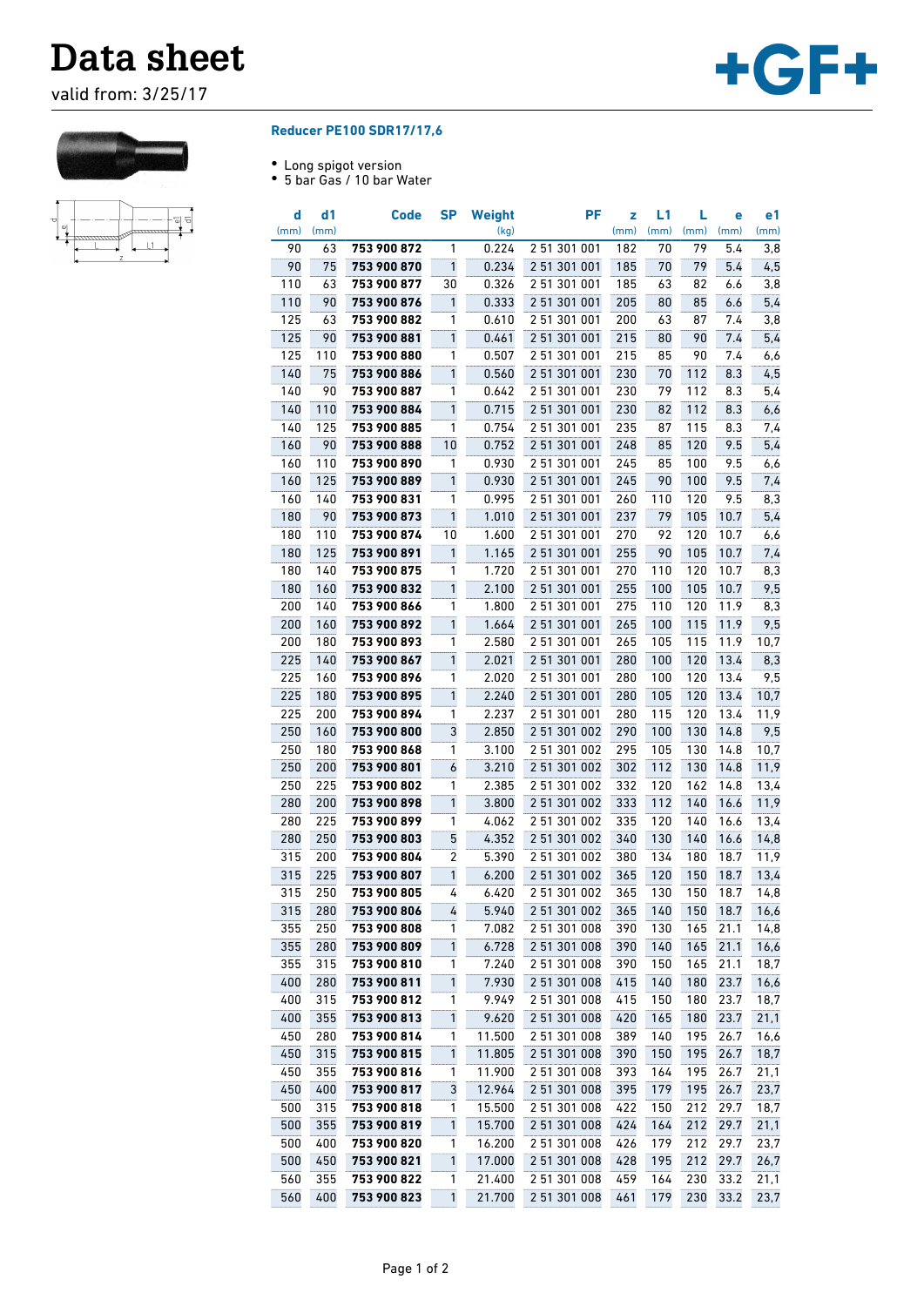# Data sheet

valid from: 3/25/17

## Reducer PE100 SDR17/17,6

- Long spigot version
- 5 bar Gas / 10 bar Water

| d (mm) | d1 (mm) | Code | SP | Weight (kg) | PF | z (mm) | L1 (mm) | L (mm) | e (mm) | e1 (mm) |
|---|---|---|---|---|---|---|---|---|---|---|
| 90 | 63 | **753 900 872** | 1 | 0.224 | 2 51 301 001 | 182 | 70 | 79 | 5.4 | 3,8 |
| 90 | 75 | **753 900 870** | 1 | 0.234 | 2 51 301 001 | 185 | 70 | 79 | 5.4 | 4,5 |
| 110 | 63 | **753 900 877** | 30 | 0.326 | 2 51 301 001 | 185 | 63 | 82 | 6.6 | 3,8 |
| 110 | 90 | **753 900 876** | 1 | 0.333 | 2 51 301 001 | 205 | 80 | 85 | 6.6 | 5,4 |
| 125 | 63 | **753 900 882** | 1 | 0.610 | 2 51 301 001 | 200 | 63 | 87 | 7.4 | 3,8 |
| 125 | 90 | **753 900 881** | 1 | 0.461 | 2 51 301 001 | 215 | 80 | 90 | 7.4 | 5,4 |
| 125 | 110 | **753 900 880** | 1 | 0.507 | 2 51 301 001 | 215 | 85 | 90 | 7.4 | 6,6 |
| 140 | 75 | **753 900 886** | 1 | 0.560 | 2 51 301 001 | 230 | 70 | 112 | 8.3 | 4,5 |
| 140 | 90 | **753 900 887** | 1 | 0.642 | 2 51 301 001 | 230 | 79 | 112 | 8.3 | 5,4 |
| 140 | 110 | **753 900 884** | 1 | 0.715 | 2 51 301 001 | 230 | 82 | 112 | 8.3 | 6,6 |
| 140 | 125 | **753 900 885** | 1 | 0.754 | 2 51 301 001 | 235 | 87 | 115 | 8.3 | 7,4 |
| 160 | 90 | **753 900 888** | 10 | 0.752 | 2 51 301 001 | 248 | 85 | 120 | 9.5 | 5,4 |
| 160 | 110 | **753 900 890** | 1 | 0.930 | 2 51 301 001 | 245 | 85 | 100 | 9.5 | 6,6 |
| 160 | 125 | **753 900 889** | 1 | 0.930 | 2 51 301 001 | 245 | 90 | 100 | 9.5 | 7,4 |
| 160 | 140 | **753 900 831** | 1 | 0.995 | 2 51 301 001 | 260 | 110 | 120 | 9.5 | 8,3 |
| 180 | 90 | **753 900 873** | 1 | 1.010 | 2 51 301 001 | 237 | 79 | 105 | 10.7 | 5,4 |
| 180 | 110 | **753 900 874** | 10 | 1.600 | 2 51 301 001 | 270 | 92 | 120 | 10.7 | 6,6 |
| 180 | 125 | **753 900 891** | 1 | 1.165 | 2 51 301 001 | 255 | 90 | 105 | 10.7 | 7,4 |
| 180 | 140 | **753 900 875** | 1 | 1.720 | 2 51 301 001 | 270 | 110 | 120 | 10.7 | 8,3 |
| 180 | 160 | **753 900 832** | 1 | 2.100 | 2 51 301 001 | 255 | 100 | 105 | 10.7 | 9,5 |
| 200 | 140 | **753 900 866** | 1 | 1.800 | 2 51 301 001 | 275 | 110 | 120 | 11.9 | 8,3 |
| 200 | 160 | **753 900 892** | 1 | 1.664 | 2 51 301 001 | 265 | 100 | 115 | 11.9 | 9,5 |
| 200 | 180 | **753 900 893** | 1 | 2.580 | 2 51 301 001 | 265 | 105 | 115 | 11.9 | 10,7 |
| 225 | 140 | **753 900 867** | 1 | 2.021 | 2 51 301 001 | 280 | 100 | 120 | 13.4 | 8,3 |
| 225 | 160 | **753 900 896** | 1 | 2.020 | 2 51 301 001 | 280 | 100 | 120 | 13.4 | 9,5 |
| 225 | 180 | **753 900 895** | 1 | 2.240 | 2 51 301 001 | 280 | 105 | 120 | 13.4 | 10,7 |
| 225 | 200 | **753 900 894** | 1 | 2.237 | 2 51 301 001 | 280 | 115 | 120 | 13.4 | 11,9 |
| 250 | 160 | **753 900 800** | 3 | 2.850 | 2 51 301 002 | 290 | 100 | 130 | 14.8 | 9,5 |
| 250 | 180 | **753 900 868** | 1 | 3.100 | 2 51 301 002 | 295 | 105 | 130 | 14.8 | 10,7 |
| 250 | 200 | **753 900 801** | 6 | 3.210 | 2 51 301 002 | 302 | 112 | 130 | 14.8 | 11,9 |
| 250 | 225 | **753 900 802** | 1 | 2.385 | 2 51 301 002 | 332 | 120 | 162 | 14.8 | 13,4 |
| 280 | 200 | **753 900 898** | 1 | 3.800 | 2 51 301 002 | 333 | 112 | 140 | 16.6 | 11,9 |
| 280 | 225 | **753 900 899** | 1 | 4.062 | 2 51 301 002 | 335 | 120 | 140 | 16.6 | 13,4 |
| 280 | 250 | **753 900 803** | 5 | 4.352 | 2 51 301 002 | 340 | 130 | 140 | 16.6 | 14,8 |
| 315 | 200 | **753 900 804** | 2 | 5.390 | 2 51 301 002 | 380 | 134 | 180 | 18.7 | 11,9 |
| 315 | 225 | **753 900 807** | 1 | 6.200 | 2 51 301 002 | 365 | 120 | 150 | 18.7 | 13,4 |
| 315 | 250 | **753 900 805** | 4 | 6.420 | 2 51 301 002 | 365 | 130 | 150 | 18.7 | 14,8 |
| 315 | 280 | **753 900 806** | 4 | 5.940 | 2 51 301 002 | 365 | 140 | 150 | 18.7 | 16,6 |
| 355 | 250 | **753 900 808** | 1 | 7.082 | 2 51 301 008 | 390 | 130 | 165 | 21.1 | 14,8 |
| 355 | 280 | **753 900 809** | 1 | 6.728 | 2 51 301 008 | 390 | 140 | 165 | 21.1 | 16,6 |
| 355 | 315 | **753 900 810** | 1 | 7.240 | 2 51 301 008 | 390 | 150 | 165 | 21.1 | 18,7 |
| 400 | 280 | **753 900 811** | 1 | 7.930 | 2 51 301 008 | 415 | 140 | 180 | 23.7 | 16,6 |
| 400 | 315 | **753 900 812** | 1 | 9.949 | 2 51 301 008 | 415 | 150 | 180 | 23.7 | 18,7 |
| 400 | 355 | **753 900 813** | 1 | 9.620 | 2 51 301 008 | 420 | 165 | 180 | 23.7 | 21,1 |
| 450 | 280 | **753 900 814** | 1 | 11.500 | 2 51 301 008 | 389 | 140 | 195 | 26.7 | 16,6 |
| 450 | 315 | **753 900 815** | 1 | 11.805 | 2 51 301 008 | 390 | 150 | 195 | 26.7 | 18,7 |
| 450 | 355 | **753 900 816** | 1 | 11.900 | 2 51 301 008 | 393 | 164 | 195 | 26.7 | 21,1 |
| 450 | 400 | **753 900 817** | 3 | 12.964 | 2 51 301 008 | 395 | 179 | 195 | 26.7 | 23,7 |
| 500 | 315 | **753 900 818** | 1 | 15.500 | 2 51 301 008 | 422 | 150 | 212 | 29.7 | 18,7 |
| 500 | 355 | **753 900 819** | 1 | 15.700 | 2 51 301 008 | 424 | 164 | 212 | 29.7 | 21,1 |
| 500 | 400 | **753 900 820** | 1 | 16.200 | 2 51 301 008 | 426 | 179 | 212 | 29.7 | 23,7 |
| 500 | 450 | **753 900 821** | 1 | 17.000 | 2 51 301 008 | 428 | 195 | 212 | 29.7 | 26,7 |
| 560 | 355 | **753 900 822** | 1 | 21.400 | 2 51 301 008 | 459 | 164 | 230 | 33.2 | 21,1 |
| 560 | 400 | **753 900 823** | 1 | 21.700 | 2 51 301 008 | 461 | 179 | 230 | 33.2 | 23,7 |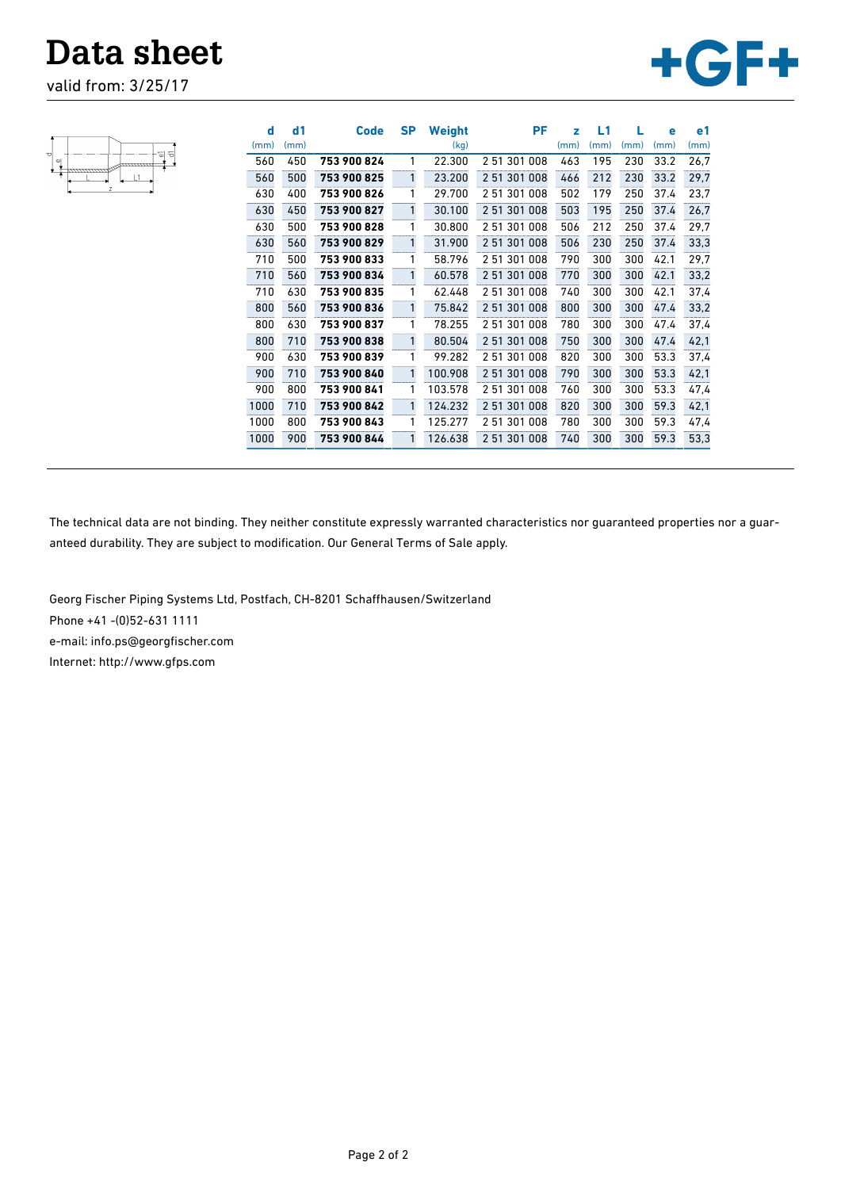# Data sheet

valid from: 3/25/17

| d (mm) | d1 (mm) | Code | SP | Weight (kg) | PF | z (mm) | L1 (mm) | L (mm) | e (mm) | e1 (mm) |
|---|---|---|---|---|---|---|---|---|---|---|
| 560 | 450 | **753 900 824** | 1 | 22.300 | 2 51 301 008 | 463 | 195 | 230 | 33.2 | 26,7 |
| 560 | 500 | **753 900 825** | 1 | 23.200 | 2 51 301 008 | 466 | 212 | 230 | 33.2 | 29,7 |
| 630 | 400 | **753 900 826** | 1 | 29.700 | 2 51 301 008 | 502 | 179 | 250 | 37.4 | 23,7 |
| 630 | 450 | **753 900 827** | 1 | 30.100 | 2 51 301 008 | 503 | 195 | 250 | 37.4 | 26,7 |
| 630 | 500 | **753 900 828** | 1 | 30.800 | 2 51 301 008 | 506 | 212 | 250 | 37.4 | 29,7 |
| 630 | 560 | **753 900 829** | 1 | 31.900 | 2 51 301 008 | 506 | 230 | 250 | 37.4 | 33,3 |
| 710 | 500 | **753 900 833** | 1 | 58.796 | 2 51 301 008 | 790 | 300 | 300 | 42.1 | 29,7 |
| 710 | 560 | **753 900 834** | 1 | 60.578 | 2 51 301 008 | 770 | 300 | 300 | 42.1 | 33,2 |
| 710 | 630 | **753 900 835** | 1 | 62.448 | 2 51 301 008 | 740 | 300 | 300 | 42.1 | 37,4 |
| 800 | 560 | **753 900 836** | 1 | 75.842 | 2 51 301 008 | 800 | 300 | 300 | 47.4 | 33,2 |
| 800 | 630 | **753 900 837** | 1 | 78.255 | 2 51 301 008 | 780 | 300 | 300 | 47.4 | 37,4 |
| 800 | 710 | **753 900 838** | 1 | 80.504 | 2 51 301 008 | 750 | 300 | 300 | 47.4 | 42,1 |
| 900 | 630 | **753 900 839** | 1 | 99.282 | 2 51 301 008 | 820 | 300 | 300 | 53.3 | 37,4 |
| 900 | 710 | **753 900 840** | 1 | 100.908 | 2 51 301 008 | 790 | 300 | 300 | 53.3 | 42,1 |
| 900 | 800 | **753 900 841** | 1 | 103.578 | 2 51 301 008 | 760 | 300 | 300 | 53.3 | 47,4 |
| 1000 | 710 | **753 900 842** | 1 | 124.232 | 2 51 301 008 | 820 | 300 | 300 | 59.3 | 42,1 |
| 1000 | 800 | **753 900 843** | 1 | 125.277 | 2 51 301 008 | 780 | 300 | 300 | 59.3 | 47,4 |
| 1000 | 900 | **753 900 844** | 1 | 126.638 | 2 51 301 008 | 740 | 300 | 300 | 59.3 | 53,3 |

The technical data are not binding. They neither constitute expressly warranted characteristics nor guaranteed properties nor a guaranteed durability. They are subject to modification. Our General Terms of Sale apply.

Georg Fischer Piping Systems Ltd, Postfach, CH-8201 Schaffhausen/Switzerland
Phone +41 -(0)52-631 1111
e-mail: info.ps@georgfischer.com
Internet: http://www.gfps.com